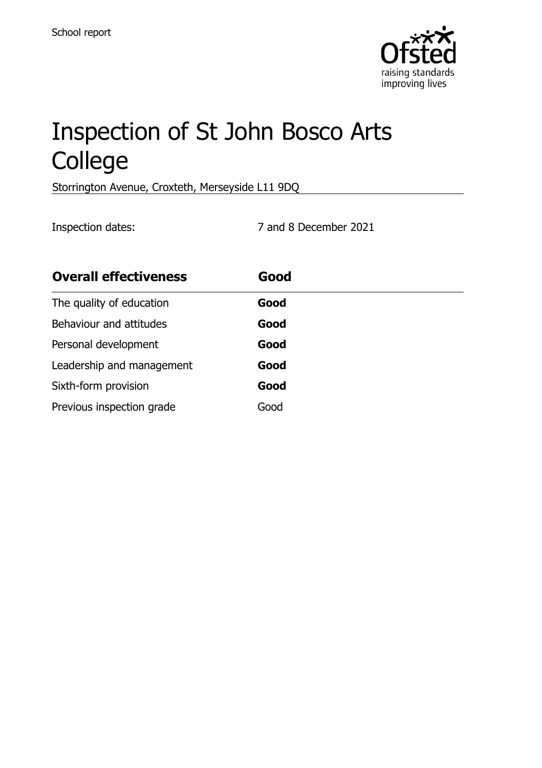School report

# Inspection of St John Bosco Arts College

Storrington Avenue, Croxteth, Merseyside L11 9DQ

Inspection dates: 7 and 8 December 2021

| **Overall effectiveness** | **Good** |
| --- | --- |
| The quality of education | **Good** |
| Behaviour and attitudes | **Good** |
| Personal development | **Good** |
| Leadership and management | **Good** |
| Sixth-form provision | **Good** |
| Previous inspection grade | Good |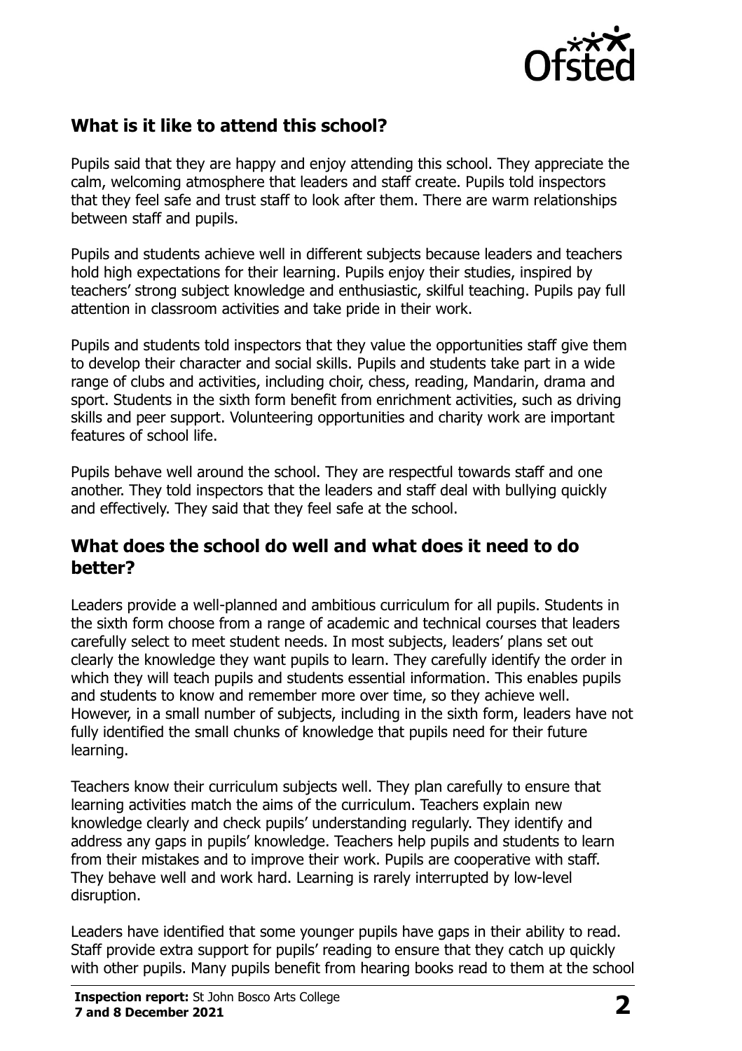## What is it like to attend this school?

Pupils said that they are happy and enjoy attending this school. They appreciate the calm, welcoming atmosphere that leaders and staff create. Pupils told inspectors that they feel safe and trust staff to look after them. There are warm relationships between staff and pupils.

Pupils and students achieve well in different subjects because leaders and teachers hold high expectations for their learning. Pupils enjoy their studies, inspired by teachers' strong subject knowledge and enthusiastic, skilful teaching. Pupils pay full attention in classroom activities and take pride in their work.

Pupils and students told inspectors that they value the opportunities staff give them to develop their character and social skills. Pupils and students take part in a wide range of clubs and activities, including choir, chess, reading, Mandarin, drama and sport. Students in the sixth form benefit from enrichment activities, such as driving skills and peer support. Volunteering opportunities and charity work are important features of school life.

Pupils behave well around the school. They are respectful towards staff and one another. They told inspectors that the leaders and staff deal with bullying quickly and effectively. They said that they feel safe at the school.

## What does the school do well and what does it need to do better?

Leaders provide a well-planned and ambitious curriculum for all pupils. Students in the sixth form choose from a range of academic and technical courses that leaders carefully select to meet student needs. In most subjects, leaders' plans set out clearly the knowledge they want pupils to learn. They carefully identify the order in which they will teach pupils and students essential information. This enables pupils and students to know and remember more over time, so they achieve well. However, in a small number of subjects, including in the sixth form, leaders have not fully identified the small chunks of knowledge that pupils need for their future learning.

Teachers know their curriculum subjects well. They plan carefully to ensure that learning activities match the aims of the curriculum. Teachers explain new knowledge clearly and check pupils' understanding regularly. They identify and address any gaps in pupils' knowledge. Teachers help pupils and students to learn from their mistakes and to improve their work. Pupils are cooperative with staff. They behave well and work hard. Learning is rarely interrupted by low-level disruption.

Leaders have identified that some younger pupils have gaps in their ability to read. Staff provide extra support for pupils' reading to ensure that they catch up quickly with other pupils. Many pupils benefit from hearing books read to them at the school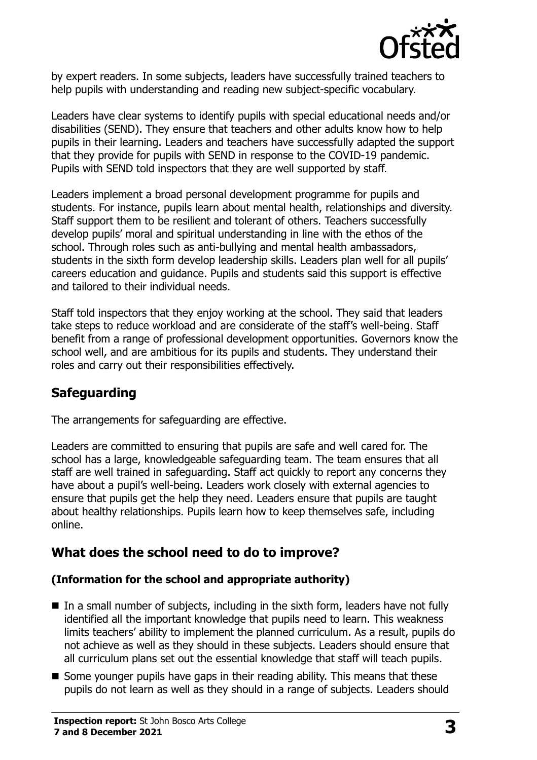by expert readers. In some subjects, leaders have successfully trained teachers to help pupils with understanding and reading new subject-specific vocabulary.

Leaders have clear systems to identify pupils with special educational needs and/or disabilities (SEND). They ensure that teachers and other adults know how to help pupils in their learning. Leaders and teachers have successfully adapted the support that they provide for pupils with SEND in response to the COVID-19 pandemic. Pupils with SEND told inspectors that they are well supported by staff.

Leaders implement a broad personal development programme for pupils and students. For instance, pupils learn about mental health, relationships and diversity. Staff support them to be resilient and tolerant of others. Teachers successfully develop pupils' moral and spiritual understanding in line with the ethos of the school. Through roles such as anti-bullying and mental health ambassadors, students in the sixth form develop leadership skills. Leaders plan well for all pupils' careers education and guidance. Pupils and students said this support is effective and tailored to their individual needs.

Staff told inspectors that they enjoy working at the school. They said that leaders take steps to reduce workload and are considerate of the staff's well-being. Staff benefit from a range of professional development opportunities. Governors know the school well, and are ambitious for its pupils and students. They understand their roles and carry out their responsibilities effectively.

## Safeguarding

The arrangements for safeguarding are effective.

Leaders are committed to ensuring that pupils are safe and well cared for. The school has a large, knowledgeable safeguarding team. The team ensures that all staff are well trained in safeguarding. Staff act quickly to report any concerns they have about a pupil's well-being. Leaders work closely with external agencies to ensure that pupils get the help they need. Leaders ensure that pupils are taught about healthy relationships. Pupils learn how to keep themselves safe, including online.

## What does the school need to do to improve?

### (Information for the school and appropriate authority)

- In a small number of subjects, including in the sixth form, leaders have not fully identified all the important knowledge that pupils need to learn. This weakness limits teachers' ability to implement the planned curriculum. As a result, pupils do not achieve as well as they should in these subjects. Leaders should ensure that all curriculum plans set out the essential knowledge that staff will teach pupils.
- Some younger pupils have gaps in their reading ability. This means that these pupils do not learn as well as they should in a range of subjects. Leaders should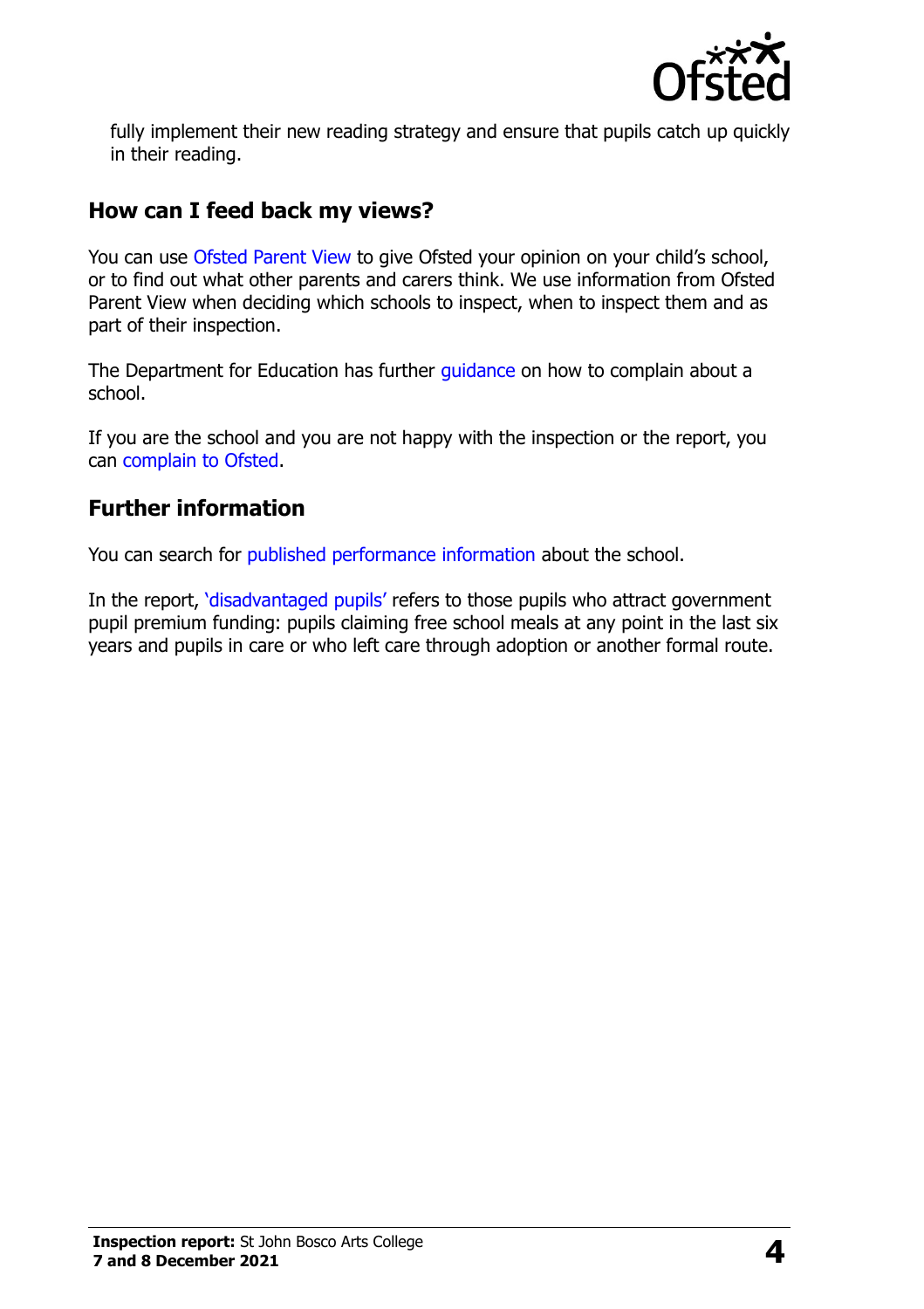fully implement their new reading strategy and ensure that pupils catch up quickly in their reading.

## How can I feed back my views?

You can use Ofsted Parent View to give Ofsted your opinion on your child's school, or to find out what other parents and carers think. We use information from Ofsted Parent View when deciding which schools to inspect, when to inspect them and as part of their inspection.

The Department for Education has further guidance on how to complain about a school.

If you are the school and you are not happy with the inspection or the report, you can complain to Ofsted.

## Further information

You can search for published performance information about the school.

In the report, 'disadvantaged pupils' refers to those pupils who attract government pupil premium funding: pupils claiming free school meals at any point in the last six years and pupils in care or who left care through adoption or another formal route.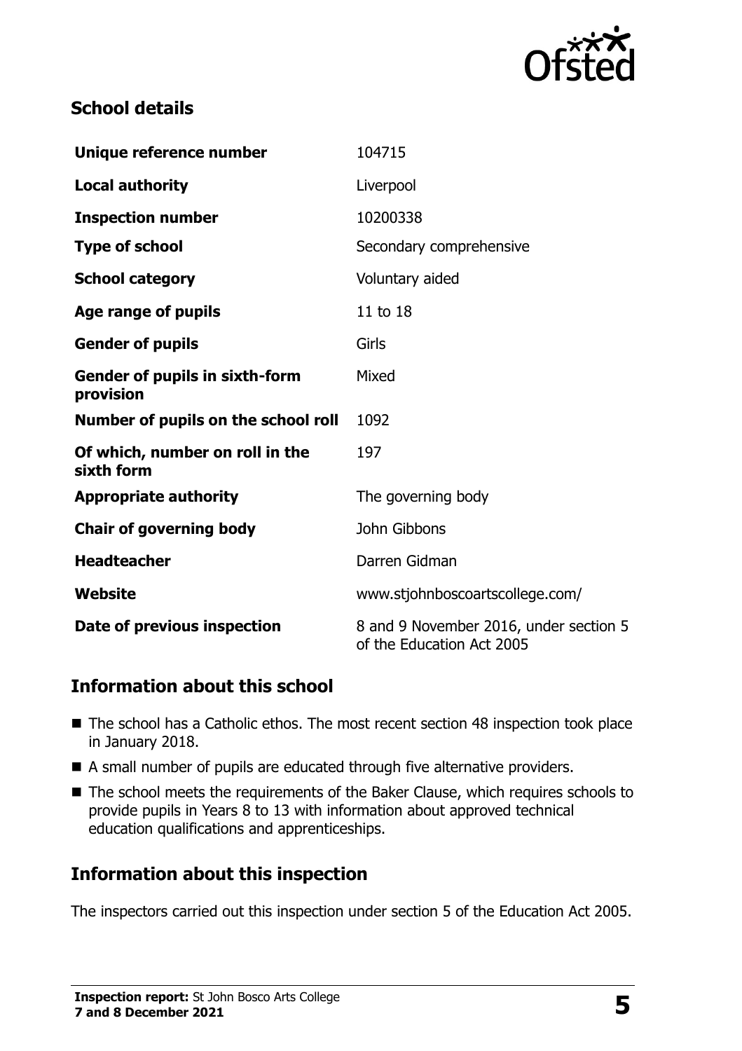## School details

| | |
|---|---|
| **Unique reference number** | 104715 |
| **Local authority** | Liverpool |
| **Inspection number** | 10200338 |
| **Type of school** | Secondary comprehensive |
| **School category** | Voluntary aided |
| **Age range of pupils** | 11 to 18 |
| **Gender of pupils** | Girls |
| **Gender of pupils in sixth-form provision** | Mixed |
| **Number of pupils on the school roll** | 1092 |
| **Of which, number on roll in the sixth form** | 197 |
| **Appropriate authority** | The governing body |
| **Chair of governing body** | John Gibbons |
| **Headteacher** | Darren Gidman |
| **Website** | www.stjohnboscoartscollege.com/ |
| **Date of previous inspection** | 8 and 9 November 2016, under section 5 of the Education Act 2005 |

## Information about this school

- The school has a Catholic ethos. The most recent section 48 inspection took place in January 2018.
- A small number of pupils are educated through five alternative providers.
- The school meets the requirements of the Baker Clause, which requires schools to provide pupils in Years 8 to 13 with information about approved technical education qualifications and apprenticeships.

## Information about this inspection

The inspectors carried out this inspection under section 5 of the Education Act 2005.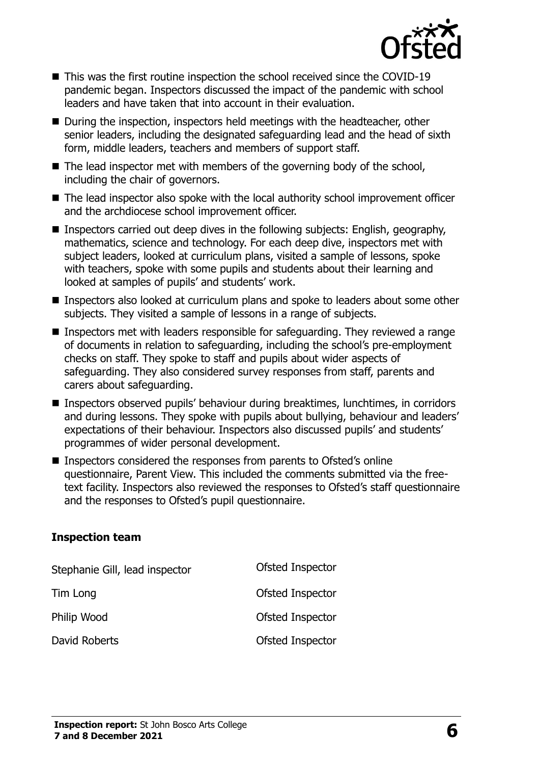- This was the first routine inspection the school received since the COVID-19 pandemic began. Inspectors discussed the impact of the pandemic with school leaders and have taken that into account in their evaluation.
- During the inspection, inspectors held meetings with the headteacher, other senior leaders, including the designated safeguarding lead and the head of sixth form, middle leaders, teachers and members of support staff.
- The lead inspector met with members of the governing body of the school, including the chair of governors.
- The lead inspector also spoke with the local authority school improvement officer and the archdiocese school improvement officer.
- Inspectors carried out deep dives in the following subjects: English, geography, mathematics, science and technology. For each deep dive, inspectors met with subject leaders, looked at curriculum plans, visited a sample of lessons, spoke with teachers, spoke with some pupils and students about their learning and looked at samples of pupils' and students' work.
- Inspectors also looked at curriculum plans and spoke to leaders about some other subjects. They visited a sample of lessons in a range of subjects.
- Inspectors met with leaders responsible for safeguarding. They reviewed a range of documents in relation to safeguarding, including the school's pre-employment checks on staff. They spoke to staff and pupils about wider aspects of safeguarding. They also considered survey responses from staff, parents and carers about safeguarding.
- Inspectors observed pupils' behaviour during breaktimes, lunchtimes, in corridors and during lessons. They spoke with pupils about bullying, behaviour and leaders' expectations of their behaviour. Inspectors also discussed pupils' and students' programmes of wider personal development.
- Inspectors considered the responses from parents to Ofsted's online questionnaire, Parent View. This included the comments submitted via the free-text facility. Inspectors also reviewed the responses to Ofsted's staff questionnaire and the responses to Ofsted's pupil questionnaire.

### Inspection team

| | |
|---|---|
| Stephanie Gill, lead inspector | Ofsted Inspector |
| Tim Long | Ofsted Inspector |
| Philip Wood | Ofsted Inspector |
| David Roberts | Ofsted Inspector |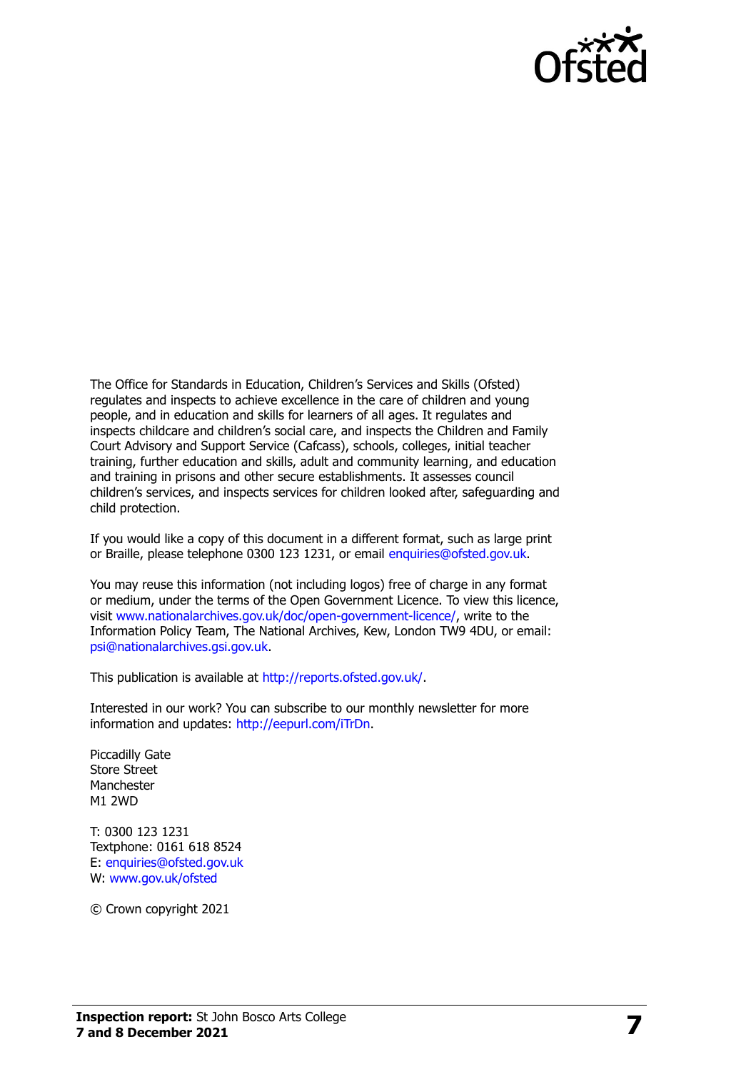The Office for Standards in Education, Children's Services and Skills (Ofsted) regulates and inspects to achieve excellence in the care of children and young people, and in education and skills for learners of all ages. It regulates and inspects childcare and children's social care, and inspects the Children and Family Court Advisory and Support Service (Cafcass), schools, colleges, initial teacher training, further education and skills, adult and community learning, and education and training in prisons and other secure establishments. It assesses council children's services, and inspects services for children looked after, safeguarding and child protection.

If you would like a copy of this document in a different format, such as large print or Braille, please telephone 0300 123 1231, or email enquiries@ofsted.gov.uk.

You may reuse this information (not including logos) free of charge in any format or medium, under the terms of the Open Government Licence. To view this licence, visit www.nationalarchives.gov.uk/doc/open-government-licence/, write to the Information Policy Team, The National Archives, Kew, London TW9 4DU, or email: psi@nationalarchives.gsi.gov.uk.

This publication is available at http://reports.ofsted.gov.uk/.

Interested in our work? You can subscribe to our monthly newsletter for more information and updates: http://eepurl.com/iTrDn.

Piccadilly Gate
Store Street
Manchester
M1 2WD

T: 0300 123 1231
Textphone: 0161 618 8524
E: enquiries@ofsted.gov.uk
W: www.gov.uk/ofsted

© Crown copyright 2021